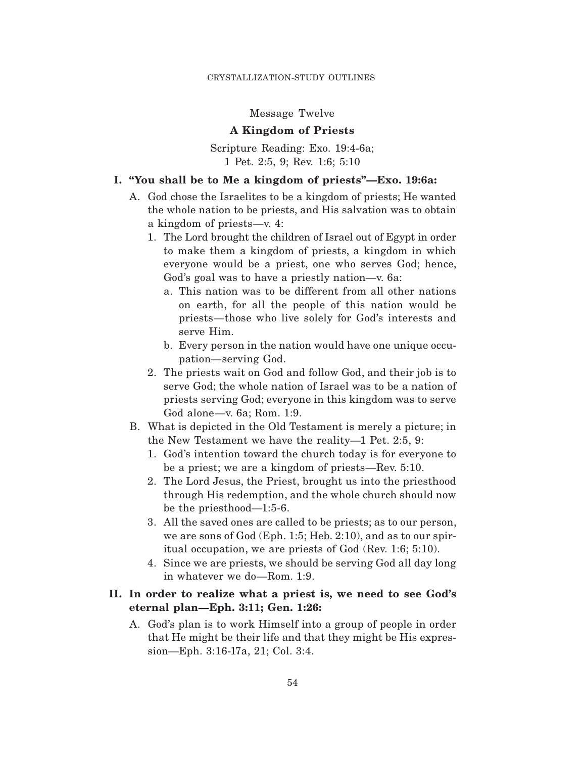## Message Twelve

### A Kingdom of Priests

Scripture Reading: Exo. 19:4-6a; 1 Pet. 2:5, 9; Rev. 1:6; 5:10

**I. "You shall be to Me a kingdom of priests"—Exo. 19:6a:**

A. God chose the Israelites to be a kingdom of priests; He wanted the whole nation to be priests, and His salvation was to obtain a kingdom of priests—v. 4:

1. The Lord brought the children of Israel out of Egypt in order to make them a kingdom of priests, a kingdom in which everyone would be a priest, one who serves God; hence, God's goal was to have a priestly nation—v. 6a:
   a. This nation was to be different from all other nations on earth, for all the people of this nation would be priests—those who live solely for God's interests and serve Him.
   b. Every person in the nation would have one unique occupation—serving God.
2. The priests wait on God and follow God, and their job is to serve God; the whole nation of Israel was to be a nation of priests serving God; everyone in this kingdom was to serve God alone—v. 6a; Rom. 1:9.

B. What is depicted in the Old Testament is merely a picture; in the New Testament we have the reality—1 Pet. 2:5, 9:

1. God's intention toward the church today is for everyone to be a priest; we are a kingdom of priests—Rev. 5:10.
2. The Lord Jesus, the Priest, brought us into the priesthood through His redemption, and the whole church should now be the priesthood—1:5-6.
3. All the saved ones are called to be priests; as to our person, we are sons of God (Eph. 1:5; Heb. 2:10), and as to our spiritual occupation, we are priests of God (Rev. 1:6; 5:10).
4. Since we are priests, we should be serving God all day long in whatever we do—Rom. 1:9.

**II. In order to realize what a priest is, we need to see God's eternal plan—Eph. 3:11; Gen. 1:26:**

A. God's plan is to work Himself into a group of people in order that He might be their life and that they might be His expression—Eph. 3:16-17a, 21; Col. 3:4.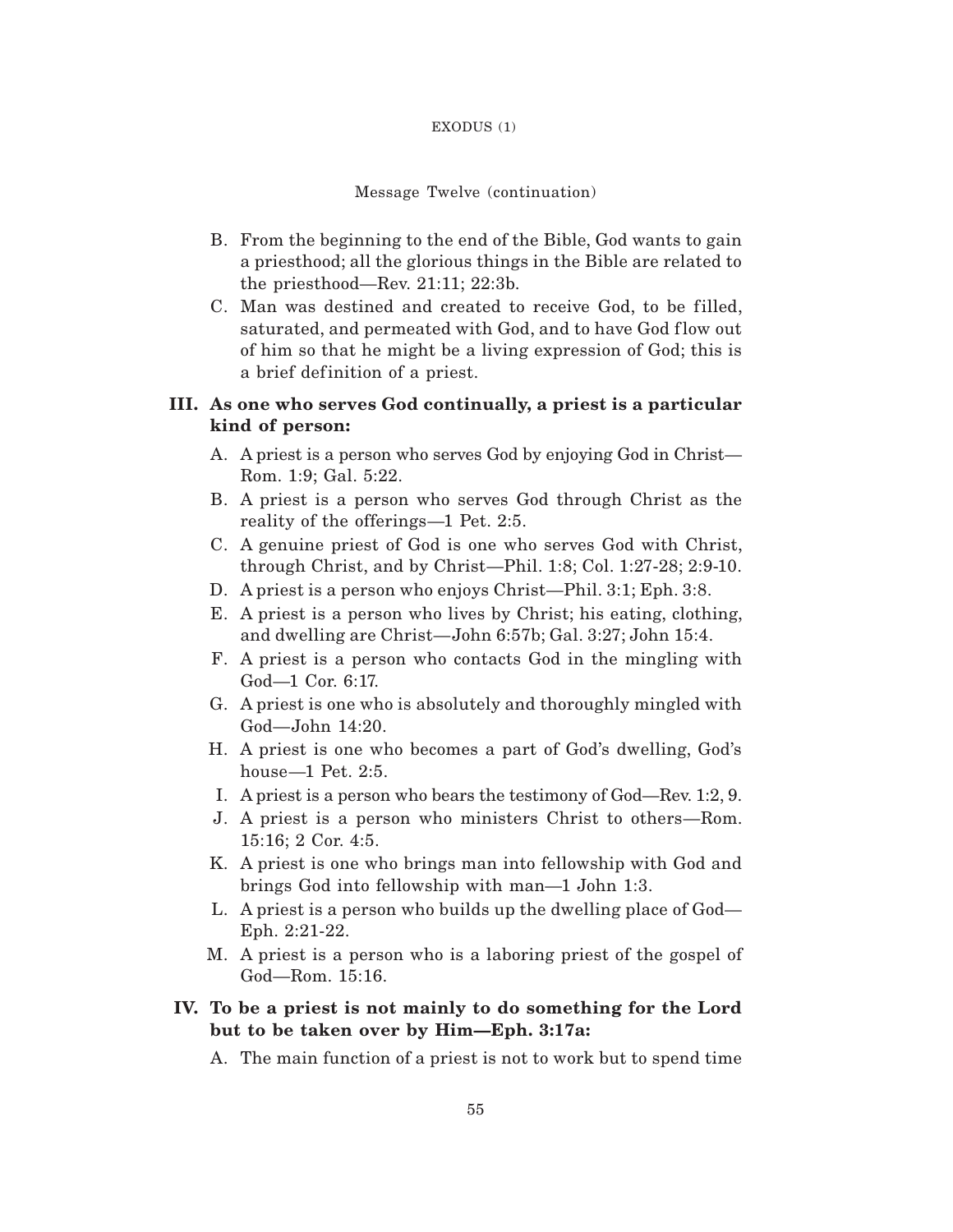B. From the beginning to the end of the Bible, God wants to gain a priesthood; all the glorious things in the Bible are related to the priesthood—Rev. 21:11; 22:3b.

C. Man was destined and created to receive God, to be filled, saturated, and permeated with God, and to have God flow out of him so that he might be a living expression of God; this is a brief definition of a priest.

**III. As one who serves God continually, a priest is a particular kind of person:**

A. A priest is a person who serves God by enjoying God in Christ—Rom. 1:9; Gal. 5:22.

B. A priest is a person who serves God through Christ as the reality of the offerings—1 Pet. 2:5.

C. A genuine priest of God is one who serves God with Christ, through Christ, and by Christ—Phil. 1:8; Col. 1:27-28; 2:9-10.

D. A priest is a person who enjoys Christ—Phil. 3:1; Eph. 3:8.

E. A priest is a person who lives by Christ; his eating, clothing, and dwelling are Christ—John 6:57b; Gal. 3:27; John 15:4.

F. A priest is a person who contacts God in the mingling with God—1 Cor. 6:17.

G. A priest is one who is absolutely and thoroughly mingled with God—John 14:20.

H. A priest is one who becomes a part of God's dwelling, God's house—1 Pet. 2:5.

I. A priest is a person who bears the testimony of God—Rev. 1:2, 9.

J. A priest is a person who ministers Christ to others—Rom. 15:16; 2 Cor. 4:5.

K. A priest is one who brings man into fellowship with God and brings God into fellowship with man—1 John 1:3.

L. A priest is a person who builds up the dwelling place of God—Eph. 2:21-22.

M. A priest is a person who is a laboring priest of the gospel of God—Rom. 15:16.

**IV. To be a priest is not mainly to do something for the Lord but to be taken over by Him—Eph. 3:17a:**

A. The main function of a priest is not to work but to spend time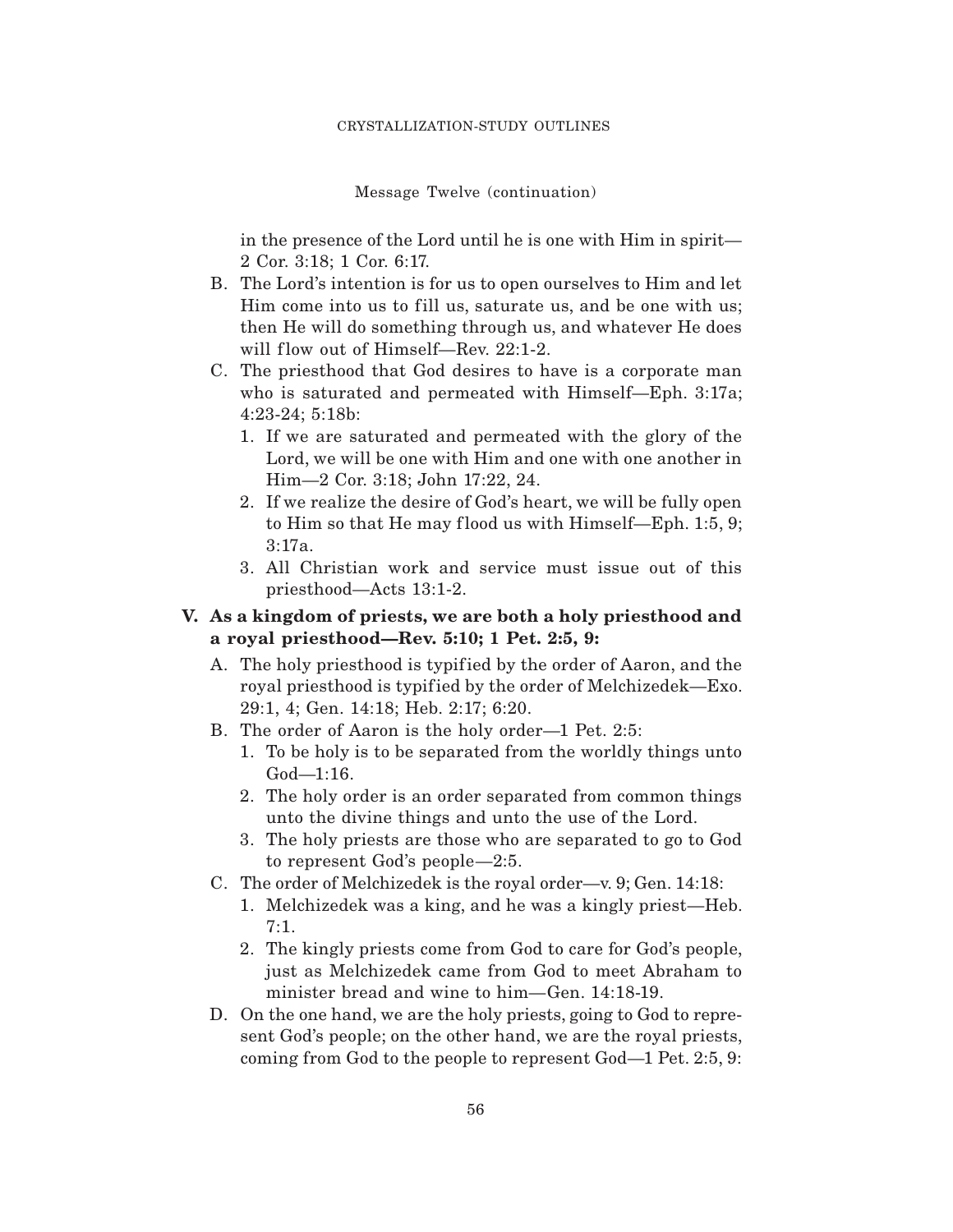in the presence of the Lord until he is one with Him in spirit—2 Cor. 3:18; 1 Cor. 6:17.

- B. The Lord's intention is for us to open ourselves to Him and let Him come into us to fill us, saturate us, and be one with us; then He will do something through us, and whatever He does will flow out of Himself—Rev. 22:1-2.
- C. The priesthood that God desires to have is a corporate man who is saturated and permeated with Himself—Eph. 3:17a; 4:23-24; 5:18b:
  1. If we are saturated and permeated with the glory of the Lord, we will be one with Him and one with one another in Him—2 Cor. 3:18; John 17:22, 24.
  2. If we realize the desire of God's heart, we will be fully open to Him so that He may flood us with Himself—Eph. 1:5, 9; 3:17a.
  3. All Christian work and service must issue out of this priesthood—Acts 13:1-2.

## V. As a kingdom of priests, we are both a holy priesthood and a royal priesthood—Rev. 5:10; 1 Pet. 2:5, 9:

- A. The holy priesthood is typified by the order of Aaron, and the royal priesthood is typified by the order of Melchizedek—Exo. 29:1, 4; Gen. 14:18; Heb. 2:17; 6:20.
- B. The order of Aaron is the holy order—1 Pet. 2:5:
  1. To be holy is to be separated from the worldly things unto God—1:16.
  2. The holy order is an order separated from common things unto the divine things and unto the use of the Lord.
  3. The holy priests are those who are separated to go to God to represent God's people—2:5.
- C. The order of Melchizedek is the royal order—v. 9; Gen. 14:18:
  1. Melchizedek was a king, and he was a kingly priest—Heb. 7:1.
  2. The kingly priests come from God to care for God's people, just as Melchizedek came from God to meet Abraham to minister bread and wine to him—Gen. 14:18-19.
- D. On the one hand, we are the holy priests, going to God to represent God's people; on the other hand, we are the royal priests, coming from God to the people to represent God—1 Pet. 2:5, 9: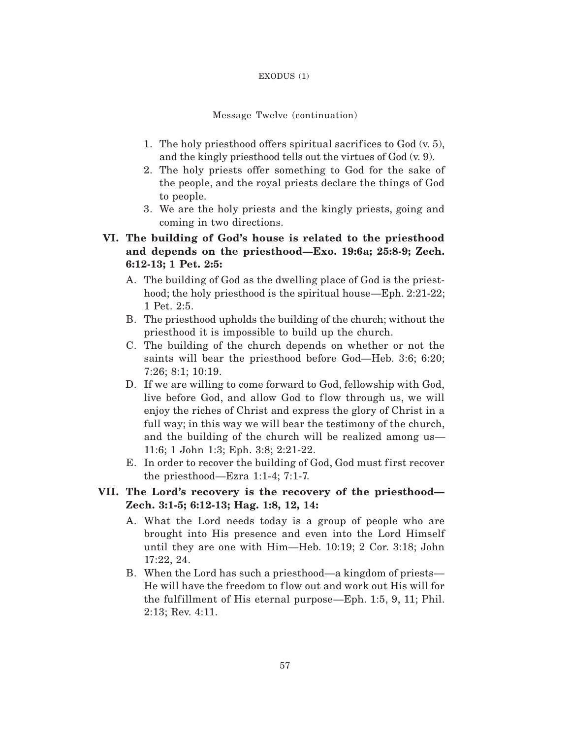Message Twelve (continuation)

1. The holy priesthood offers spiritual sacrifices to God (v. 5), and the kingly priesthood tells out the virtues of God (v. 9).
2. The holy priests offer something to God for the sake of the people, and the royal priests declare the things of God to people.
3. We are the holy priests and the kingly priests, going and coming in two directions.

**VI. The building of God's house is related to the priesthood and depends on the priesthood—Exo. 19:6a; 25:8-9; Zech. 6:12-13; 1 Pet. 2:5:**

A. The building of God as the dwelling place of God is the priesthood; the holy priesthood is the spiritual house—Eph. 2:21-22; 1 Pet. 2:5.

B. The priesthood upholds the building of the church; without the priesthood it is impossible to build up the church.

C. The building of the church depends on whether or not the saints will bear the priesthood before God—Heb. 3:6; 6:20; 7:26; 8:1; 10:19.

D. If we are willing to come forward to God, fellowship with God, live before God, and allow God to flow through us, we will enjoy the riches of Christ and express the glory of Christ in a full way; in this way we will bear the testimony of the church, and the building of the church will be realized among us—11:6; 1 John 1:3; Eph. 3:8; 2:21-22.

E. In order to recover the building of God, God must first recover the priesthood—Ezra 1:1-4; 7:1-7.

**VII. The Lord's recovery is the recovery of the priesthood—Zech. 3:1-5; 6:12-13; Hag. 1:8, 12, 14:**

A. What the Lord needs today is a group of people who are brought into His presence and even into the Lord Himself until they are one with Him—Heb. 10:19; 2 Cor. 3:18; John 17:22, 24.

B. When the Lord has such a priesthood—a kingdom of priests—He will have the freedom to flow out and work out His will for the fulfillment of His eternal purpose—Eph. 1:5, 9, 11; Phil. 2:13; Rev. 4:11.